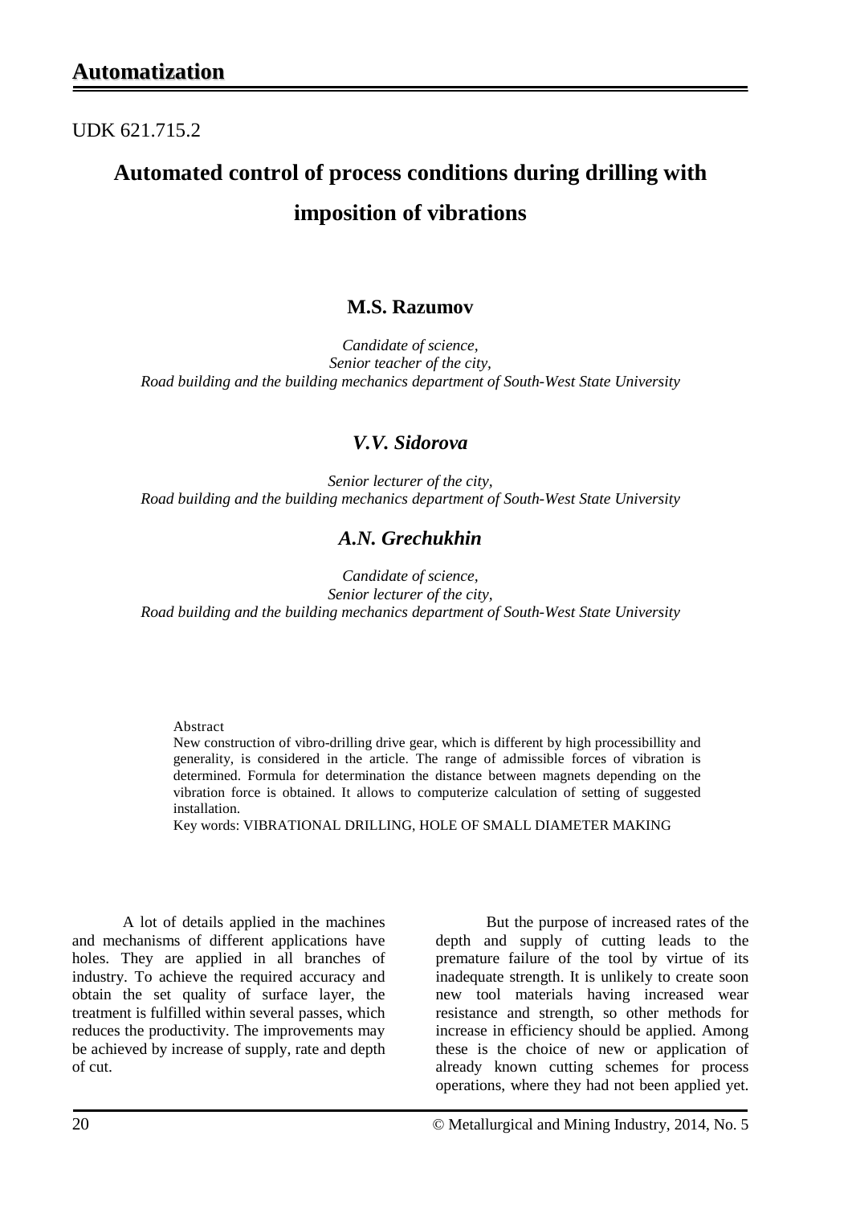UDK 621.715.2

# Automated control of process conditions during drilling with imposition of vibrations

**M.S. Razumov**

*Candidate of science,*
*Senior teacher of the city,*
*Road building and the building mechanics department of South-West State University*

***V.V. Sidorova***

*Senior lecturer of the city,*
*Road building and the building mechanics department of South-West State University*

***A.N. Grechukhin***

*Candidate of science,*
*Senior lecturer of the city,*
*Road building and the building mechanics department of South-West State University*

Abstract
New construction of vibro-drilling drive gear, which is different by high processibillity and generality, is considered in the article. The range of admissible forces of vibration is determined. Formula for determination the distance between magnets depending on the vibration force is obtained. It allows to computerize calculation of setting of suggested installation.
Key words: VIBRATIONAL DRILLING, HOLE OF SMALL DIAMETER MAKING

A lot of details applied in the machines and mechanisms of different applications have holes. They are applied in all branches of industry. To achieve the required accuracy and obtain the set quality of surface layer, the treatment is fulfilled within several passes, which reduces the productivity. The improvements may be achieved by increase of supply, rate and depth of cut.

But the purpose of increased rates of the depth and supply of cutting leads to the premature failure of the tool by virtue of its inadequate strength. It is unlikely to create soon new tool materials having increased wear resistance and strength, so other methods for increase in efficiency should be applied. Among these is the choice of new or application of already known cutting schemes for process operations, where they had not been applied yet.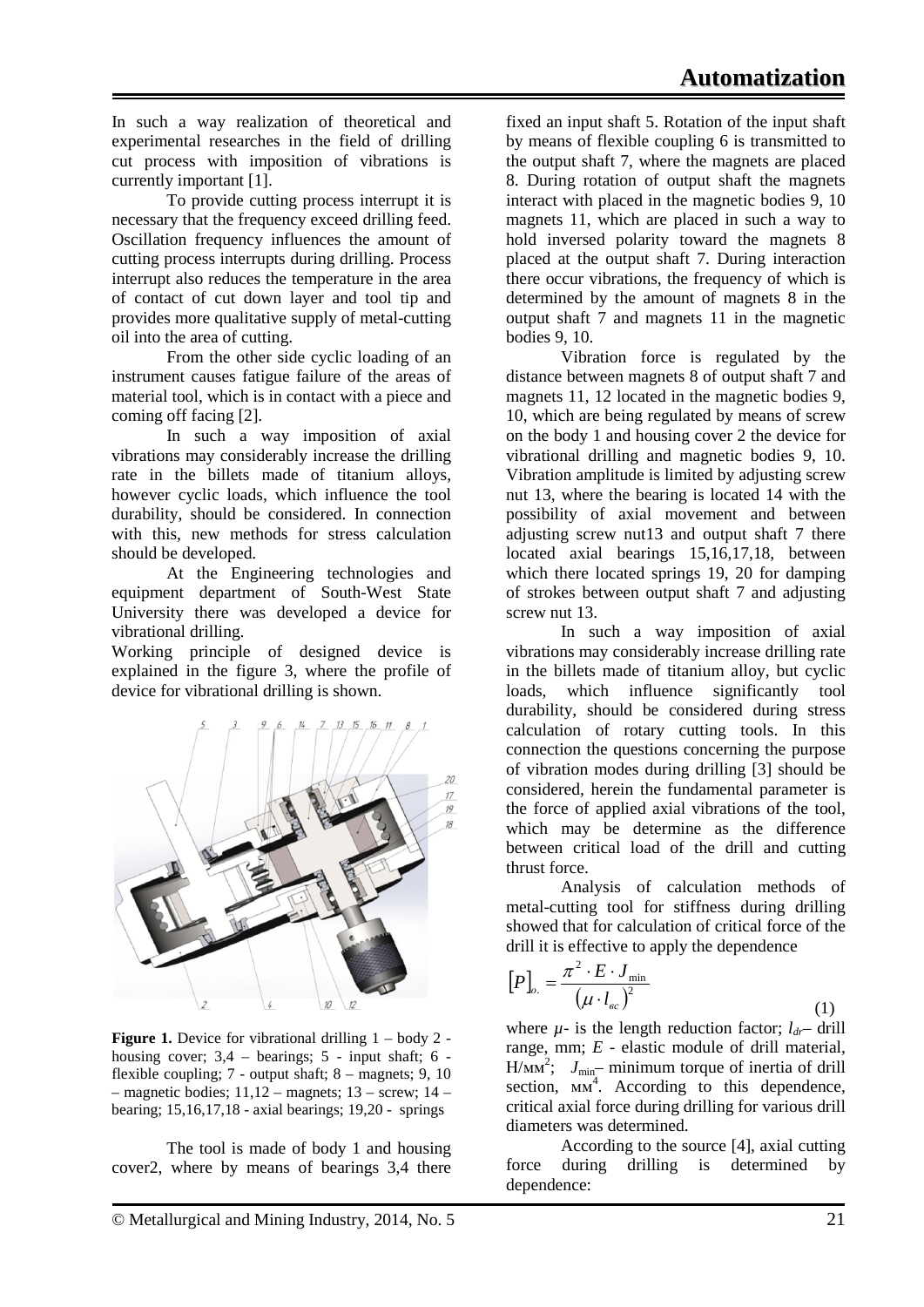In such a way realization of theoretical and experimental researches in the field of drilling cut process with imposition of vibrations is currently important [1].

To provide cutting process interrupt it is necessary that the frequency exceed drilling feed. Oscillation frequency influences the amount of cutting process interrupts during drilling. Process interrupt also reduces the temperature in the area of contact of cut down layer and tool tip and provides more qualitative supply of metal-cutting oil into the area of cutting.

From the other side cyclic loading of an instrument causes fatigue failure of the areas of material tool, which is in contact with a piece and coming off facing [2].

In such a way imposition of axial vibrations may considerably increase the drilling rate in the billets made of titanium alloys, however cyclic loads, which influence the tool durability, should be considered. In connection with this, new methods for stress calculation should be developed.

At the Engineering technologies and equipment department of South-West State University there was developed a device for vibrational drilling.

Working principle of designed device is explained in the figure 3, where the profile of device for vibrational drilling is shown.

**Figure 1.** Device for vibrational drilling 1 – body 2 - housing cover; 3,4 – bearings; 5 - input shaft; 6 - flexible coupling; 7 - output shaft; 8 – magnets; 9, 10 – magnetic bodies; 11,12 – magnets; 13 – screw; 14 – bearing; 15,16,17,18 - axial bearings; 19,20 - springs

The tool is made of body 1 and housing cover2, where by means of bearings 3,4 there fixed an input shaft 5. Rotation of the input shaft by means of flexible coupling 6 is transmitted to the output shaft 7, where the magnets are placed 8. During rotation of output shaft the magnets interact with placed in the magnetic bodies 9, 10 magnets 11, which are placed in such a way to hold inversed polarity toward the magnets 8 placed at the output shaft 7. During interaction there occur vibrations, the frequency of which is determined by the amount of magnets 8 in the output shaft 7 and magnets 11 in the magnetic bodies 9, 10.

Vibration force is regulated by the distance between magnets 8 of output shaft 7 and magnets 11, 12 located in the magnetic bodies 9, 10, which are being regulated by means of screw on the body 1 and housing cover 2 the device for vibrational drilling and magnetic bodies 9, 10. Vibration amplitude is limited by adjusting screw nut 13, where the bearing is located 14 with the possibility of axial movement and between adjusting screw nut13 and output shaft 7 there located axial bearings 15,16,17,18, between which there located springs 19, 20 for damping of strokes between output shaft 7 and adjusting screw nut 13.

In such a way imposition of axial vibrations may considerably increase drilling rate in the billets made of titanium alloy, but cyclic loads, which influence significantly tool durability, should be considered during stress calculation of rotary cutting tools. In this connection the questions concerning the purpose of vibration modes during drilling [3] should be considered, herein the fundamental parameter is the force of applied axial vibrations of the tool, which may be determine as the difference between critical load of the drill and cutting thrust force.

Analysis of calculation methods of metal-cutting tool for stiffness during drilling showed that for calculation of critical force of the drill it is effective to apply the dependence

$$[P]_{o.} = \frac{\pi^2 \cdot E \cdot J_{\min}}{(\mu \cdot l_{вс})^2} \quad (1)$$

where $\mu$- is the length reduction factor; $l_{dr}$– drill range, mm; $E$ - elastic module of drill material, Н/мм$^2$; $J_{\min}$– minimum torque of inertia of drill section, мм$^4$. According to this dependence, critical axial force during drilling for various drill diameters was determined.

According to the source [4], axial cutting force during drilling is determined by dependence: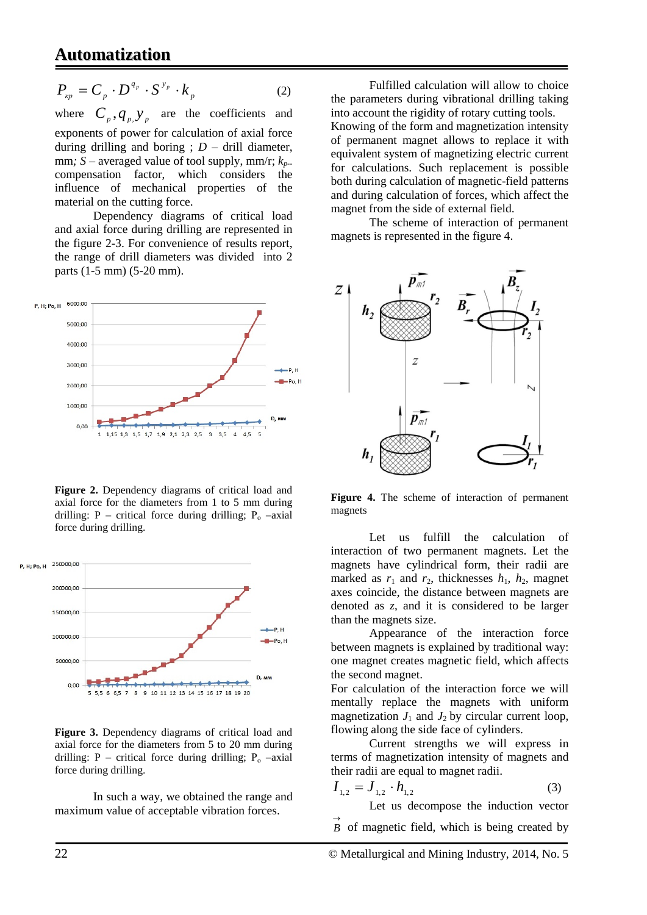$$P_{\kappa p} = C_p \cdot D^{q_p} \cdot S^{y_p} \cdot k_p \qquad (2)$$

where $C_p, q_p, y_p$ are the coefficients and exponents of power for calculation of axial force during drilling and boring ; $D$ – drill diameter, mm*;* $S$ – averaged value of tool supply, mm/r; $k_p$– compensation factor, which considers the influence of mechanical properties of the material on the cutting force.

Dependency diagrams of critical load and axial force during drilling are represented in the figure 2-3. For convenience of results report, the range of drill diameters was divided into 2 parts (1-5 mm) (5-20 mm).

**Figure 2.** Dependency diagrams of critical load and axial force for the diameters from 1 to 5 mm during drilling: P – critical force during drilling; $P_o$ –axial force during drilling.

**Figure 3.** Dependency diagrams of critical load and axial force for the diameters from 5 to 20 mm during drilling: P – critical force during drilling; $P_o$ –axial force during drilling.

In such a way, we obtained the range and maximum value of acceptable vibration forces.

Fulfilled calculation will allow to choice the parameters during vibrational drilling taking into account the rigidity of rotary cutting tools.

Knowing of the form and magnetization intensity of permanent magnet allows to replace it with equivalent system of magnetizing electric current for calculations. Such replacement is possible both during calculation of magnetic-field patterns and during calculation of forces, which affect the magnet from the side of external field.

The scheme of interaction of permanent magnets is represented in the figure 4.

**Figure 4.** The scheme of interaction of permanent magnets

Let us fulfill the calculation of interaction of two permanent magnets. Let the magnets have cylindrical form, their radii are marked as $r_1$ and $r_2$, thicknesses $h_1$, $h_2$, magnet axes coincide, the distance between magnets are denoted as $z$, and it is considered to be larger than the magnets size.

Appearance of the interaction force between magnets is explained by traditional way: one magnet creates magnetic field, which affects the second magnet.

For calculation of the interaction force we will mentally replace the magnets with uniform magnetization $J_1$ and $J_2$ by circular current loop, flowing along the side face of cylinders.

Current strengths we will express in terms of magnetization intensity of magnets and their radii are equal to magnet radii.

$$I_{1,2} = J_{1,2} \cdot h_{1,2} \qquad (3)$$

Let us decompose the induction vector $\vec{B}$ of magnetic field, which is being created by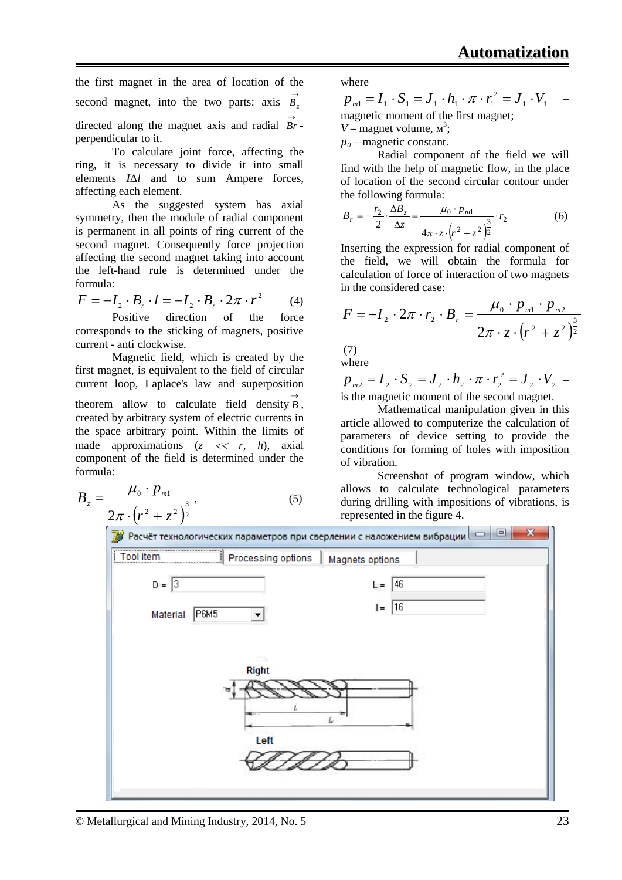the first magnet in the area of location of the second magnet, into the two parts: axis $\vec{B}_z$ directed along the magnet axis and radial $\vec{Br}$ - perpendicular to it.

To calculate joint force, affecting the ring, it is necessary to divide it into small elements $I\Delta l$ and to sum Ampere forces, affecting each element.

As the suggested system has axial symmetry, then the module of radial component is permanent in all points of ring current of the second magnet. Consequently force projection affecting the second magnet taking into account the left-hand rule is determined under the formula:

$$F = -I_2 \cdot B_r \cdot l = -I_2 \cdot B_r \cdot 2\pi \cdot r^2 \qquad (4)$$

Positive direction of the force corresponds to the sticking of magnets, positive current - anti clockwise.

Magnetic field, which is created by the first magnet, is equivalent to the field of circular current loop, Laplace's law and superposition theorem allow to calculate field density $\vec{B}$, created by arbitrary system of electric currents in the space arbitrary point. Within the limits of made approximations ($z << r$, $h$), axial component of the field is determined under the formula:

$$B_z = \frac{\mu_0 \cdot p_{m1}}{2\pi \cdot \left(r^2 + z^2\right)^{\frac{3}{2}}}, \qquad (5)$$

where

$p_{m1} = I_1 \cdot S_1 = J_1 \cdot h_1 \cdot \pi \cdot r_1^2 = J_1 \cdot V_1$ – magnetic moment of the first magnet;

$V$ – magnet volume, м$^3$;

$\mu_0$ – magnetic constant.

Radial component of the field we will find with the help of magnetic flow, in the place of location of the second circular contour under the following formula:

$$B_r = -\frac{r_2}{2} \cdot \frac{\Delta B_z}{\Delta z} = \frac{\mu_0 \cdot p_{m1}}{4\pi \cdot z \cdot \left(r^2 + z^2\right)^{\frac{3}{2}}} \cdot r_2 \qquad (6)$$

Inserting the expression for radial component of the field, we will obtain the formula for calculation of force of interaction of two magnets in the considered case:

$$F = -I_2 \cdot 2\pi \cdot r_2 \cdot B_r = \frac{\mu_0 \cdot p_{m1} \cdot p_{m2}}{2\pi \cdot z \cdot \left(r^2 + z^2\right)^{\frac{3}{2}}} \qquad (7)$$

where

$p_{m2} = I_2 \cdot S_2 = J_2 \cdot h_2 \cdot \pi \cdot r_2^2 = J_2 \cdot V_2$ – is the magnetic moment of the second magnet.

Mathematical manipulation given in this article allowed to computerize the calculation of parameters of device setting to provide the conditions for forming of holes with imposition of vibration.

Screenshot of program window, which allows to calculate technological parameters during drilling with impositions of vibrations, is represented in the figure 4.

Расчёт технологических параметров при сверлении с наложением вибрации

Tool item | Processing options | Magnets options

D = 3 L = 46

Material Р6М5 l = 16

Right

Left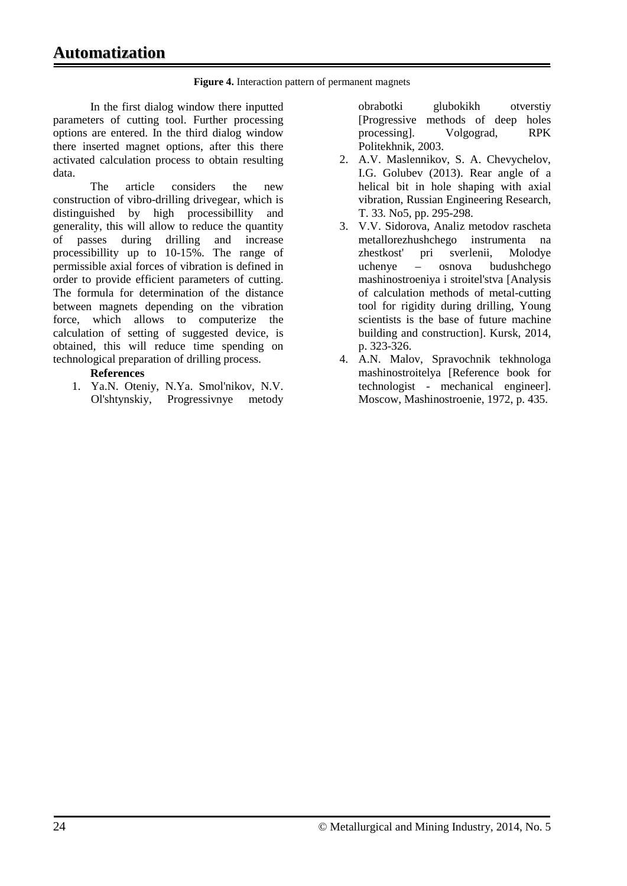**Figure 4.** Interaction pattern of permanent magnets

In the first dialog window there inputted parameters of cutting tool. Further processing options are entered. In the third dialog window there inserted magnet options, after this there activated calculation process to obtain resulting data.

The article considers the new construction of vibro-drilling drivegear, which is distinguished by high processibillity and generality, this will allow to reduce the quantity of passes during drilling and increase processibillity up to 10-15%. The range of permissible axial forces of vibration is defined in order to provide efficient parameters of cutting. The formula for determination of the distance between magnets depending on the vibration force, which allows to computerize the calculation of setting of suggested device, is obtained, this will reduce time spending on technological preparation of drilling process.

**References**

1. Ya.N. Oteniy, N.Ya. Smol'nikov, N.V. Ol'shtynskiy, Progressivnye metody obrabotki glubokikh otverstiy [Progressive methods of deep holes processing]. Volgograd, RPK Politekhnik, 2003.
2. A.V. Maslennikov, S. A. Chevychelov, I.G. Golubev (2013). Rear angle of a helical bit in hole shaping with axial vibration, Russian Engineering Research, T. 33. No5, pp. 295-298.
3. V.V. Sidorova, Analiz metodov rascheta metallorezhushchego instrumenta na zhestkost' pri sverlenii, Molodye uchenye – osnova budushchego mashinostroeniya i stroitel'stva [Analysis of calculation methods of metal-cutting tool for rigidity during drilling, Young scientists is the base of future machine building and construction]. Kursk, 2014, p. 323-326.
4. A.N. Malov, Spravochnik tekhnologa mashinostroitelya [Reference book for technologist - mechanical engineer]. Moscow, Mashinostroenie, 1972, p. 435.